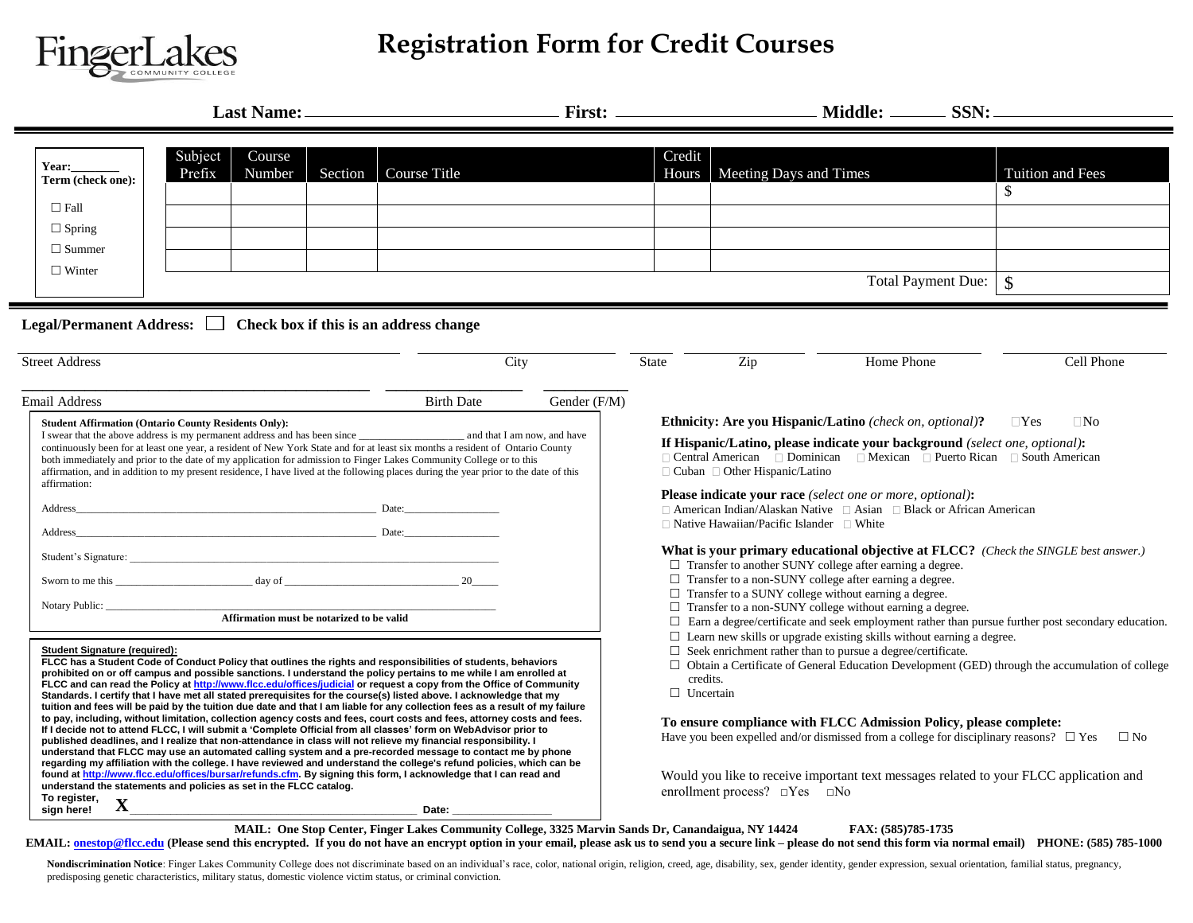FingerLakes COMMUNITY COLLEGE

# Registration Form for Credit Courses

**Last Name:** ______________________ **First:** ________________ **Middle:** ______ **SSN:** ______________

**Year:** _______
**Term (check one):**

- ☐ Fall
- ☐ Spring
- ☐ Summer
- ☐ Winter

| Subject Prefix | Course Number | Section | Course Title | Credit Hours | Meeting Days and Times | Tuition and Fees |
|---|---|---|---|---|---|---|
| | | | | | | $ |
| | | | | | | |
| | | | | | | |
| | | | | | | |
| | | | | | Total Payment Due: | $ |

**Legal/Permanent Address:** ☐ **Check box if this is an address change**

Street Address ______ City ______ State ______ Zip ______ Home Phone ______ Cell Phone ______

Email Address ______ Birth Date ______ Gender (F/M) ______

**Student Affirmation (Ontario County Residents Only):**
I swear that the above address is my permanent address and has been since __________________ and that I am now, and have continuously been for at least one year, a resident of New York State and for at least six months a resident of Ontario County both immediately and prior to the date of my application for admission to Finger Lakes Community College or to this affirmation, and in addition to my present residence, I have lived at the following places during the year prior to the date of this affirmation:

Address_______________________________________ Date:_______________

Address_______________________________________ Date:_______________

Student's Signature: _______________________________________

Sworn to me this _______________ day of ____________________ 20_____

Notary Public: _______________________________________

**Affirmation must be notarized to be valid**

**Student Signature (required):**
**FLCC has a Student Code of Conduct Policy that outlines the rights and responsibilities of students, behaviors prohibited on or off campus and possible sanctions. I understand the policy pertains to me while I am enrolled at FLCC and can read the Policy at http://www.flcc.edu/offices/judicial or request a copy from the Office of Community Standards. I certify that I have met all stated prerequisites for the course(s) listed above. I acknowledge that my tuition and fees will be paid by the tuition due date and that I am liable for any collection fees as a result of my failure to pay, including, without limitation, collection agency costs and fees, court costs and fees, attorney costs and fees. If I decide not to attend FLCC, I will submit a 'Complete Official from all classes' form on WebAdvisor prior to published deadlines, and I realize that non-attendance in class will not relieve my financial responsibility. I understand that FLCC may use an automated calling system and a pre-recorded message to contact me by phone regarding my affiliation with the college. I have reviewed and understand the college's refund policies, which can be found at http://www.flcc.edu/offices/bursar/refunds.cfm. By signing this form, I acknowledge that I can read and understand the statements and policies as set in the FLCC catalog.**

**To register, sign here!** **X** _______________________________ **Date:** _______________

**Ethnicity: Are you Hispanic/Latino** *(check on, optional)***?** ☐Yes ☐No

**If Hispanic/Latino, please indicate your background** *(select one, optional)***:**
☐ Central American ☐ Dominican ☐ Mexican ☐ Puerto Rican ☐ South American ☐ Cuban ☐ Other Hispanic/Latino

**Please indicate your race** *(select one or more, optional)***:**
☐ American Indian/Alaskan Native ☐ Asian ☐ Black or African American ☐ Native Hawaiian/Pacific Islander ☐ White

**What is your primary educational objective at FLCC?** *(Check the SINGLE best answer.)*

- ☐ Transfer to another SUNY college after earning a degree.
- ☐ Transfer to a non-SUNY college after earning a degree.
- ☐ Transfer to a SUNY college without earning a degree.
- ☐ Transfer to a non-SUNY college without earning a degree.
- ☐ Earn a degree/certificate and seek employment rather than pursue further post secondary education.
- ☐ Learn new skills or upgrade existing skills without earning a degree.
- ☐ Seek enrichment rather than to pursue a degree/certificate.
- ☐ Obtain a Certificate of General Education Development (GED) through the accumulation of college credits.
- ☐ Uncertain

**To ensure compliance with FLCC Admission Policy, please complete:**
Have you been expelled and/or dismissed from a college for disciplinary reasons? ☐ Yes ☐ No

Would you like to receive important text messages related to your FLCC application and enrollment process? ☐Yes ☐No

**MAIL: One Stop Center, Finger Lakes Community College, 3325 Marvin Sands Dr, Canandaigua, NY 14424 FAX: (585)785-1735**
**EMAIL: onestop@flcc.edu (Please send this encrypted. If you do not have an encrypt option in your email, please ask us to send you a secure link – please do not send this form via normal email) PHONE: (585) 785-1000**

**Nondiscrimination Notice**: Finger Lakes Community College does not discriminate based on an individual's race, color, national origin, religion, creed, age, disability, sex, gender identity, gender expression, sexual orientation, familial status, pregnancy, predisposing genetic characteristics, military status, domestic violence victim status, or criminal conviction.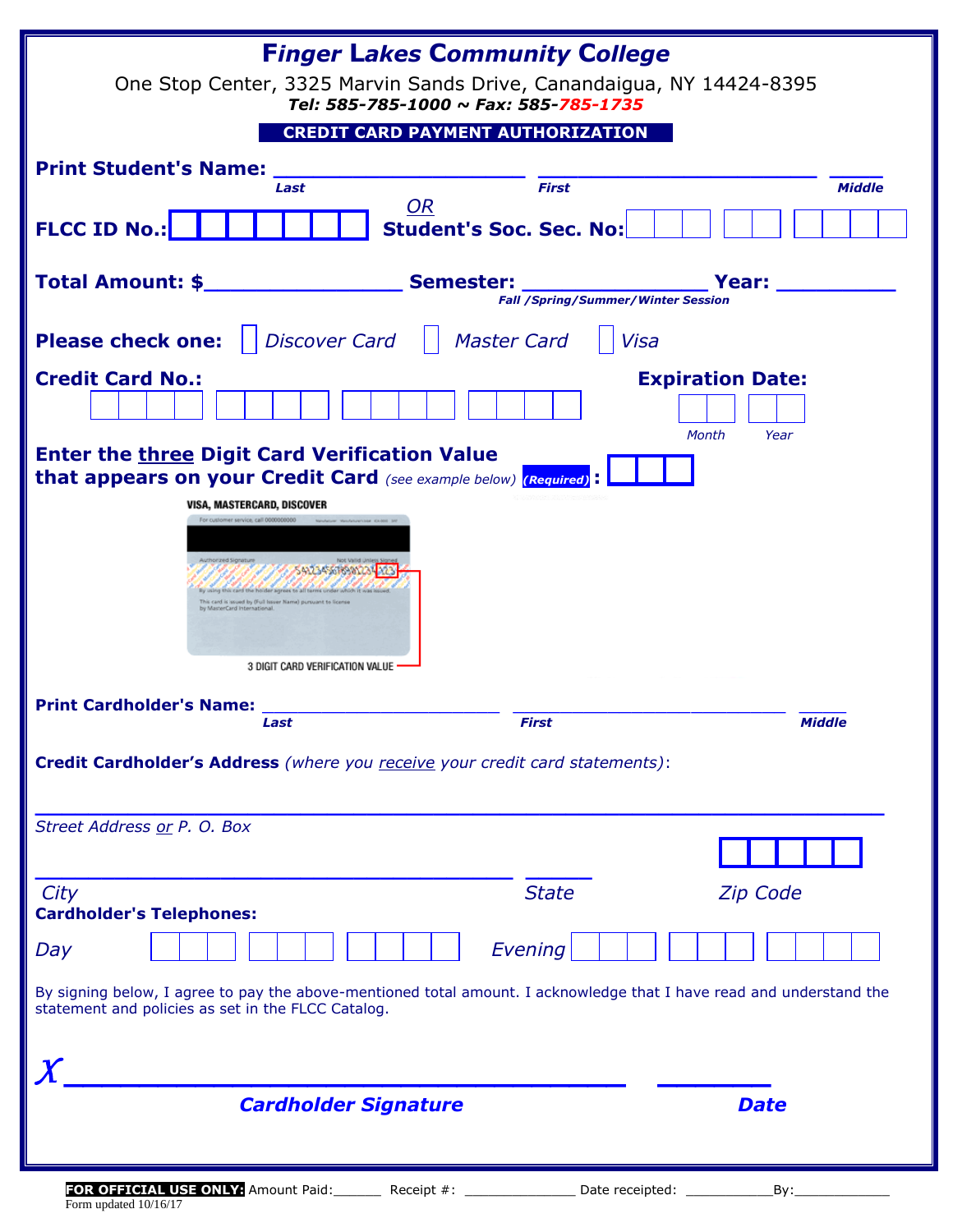# Finger Lakes Community College

One Stop Center, 3325 Marvin Sands Drive, Canandaigua, NY 14424-8395

***Tel: 585-785-1000 ~ Fax: 585-785-1735***

## CREDIT CARD PAYMENT AUTHORIZATION

**Print Student's Name:** ____________________ ____________________ _____

*Last* *First* *Middle*

**FLCC ID No.:** ☐☐☐☐☐☐☐ *OR* **Student's Soc. Sec. No:** ☐☐☐ ☐☐ ☐☐☐☐

**Total Amount: $**________________ **Semester:** ________________ **Year:** _________

*Fall /Spring/Summer/Winter Session*

**Please check one:** ☐ *Discover Card* ☐ *Master Card* ☐ *Visa*

**Credit Card No.:** ☐☐☐☐ ☐☐☐☐ ☐☐☐☐ ☐☐☐☐

**Expiration Date:** ☐☐ ☐☐

*Month* *Year*

**Enter the <u>three</u> Digit Card Verification Value that appears on your Credit Card** *(see example below)* ***(Required)*:** ☐☐☐

VISA, MASTERCARD, DISCOVER

3 DIGIT CARD VERIFICATION VALUE

**Print Cardholder's Name:** ____________________ ____________________ _____

*Last* *First* *Middle*

**Credit Cardholder's Address** *(where you <u>receive</u> your credit card statements)*:

________________________________________________________________

*Street Address <u>or</u> P. O. Box*

________________________________________ ______ ☐☐☐☐☐

*City* *State* *Zip Code*

**Cardholder's Telephones:**

*Day* ☐☐☐ ☐☐☐ ☐☐☐☐ *Evening* ☐☐☐ ☐☐☐ ☐☐☐☐

By signing below, I agree to pay the above-mentioned total amount. I acknowledge that I have read and understand the statement and policies as set in the FLCC Catalog.

*X*________________________________________ ________

***Cardholder Signature*** ***Date***

**FOR OFFICIAL USE ONLY:** Amount Paid:______ Receipt #: ______________ Date receipted: ___________By:____________

Form updated 10/16/17